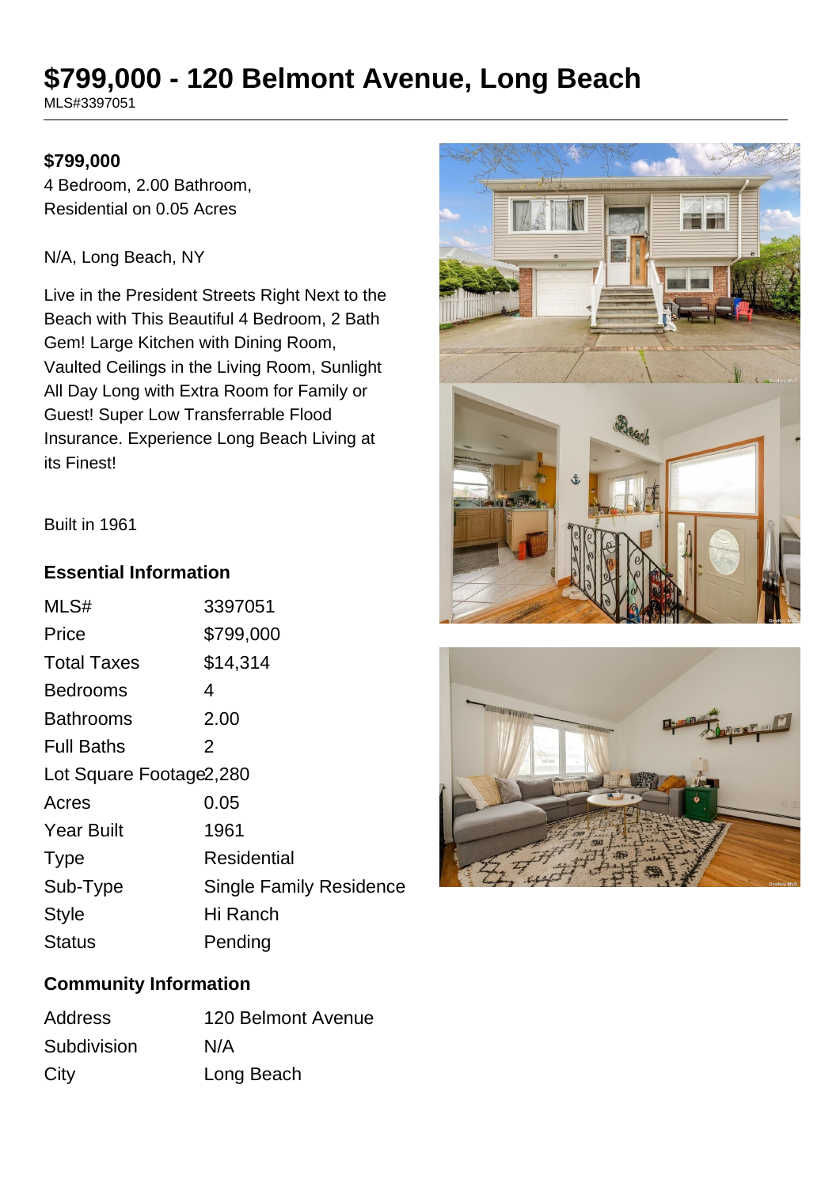# $799,000 - 120 Belmont Avenue, Long Beach

MLS#3397051

**$799,000**

4 Bedroom, 2.00 Bathroom,
Residential on 0.05 Acres

N/A, Long Beach, NY

Live in the President Streets Right Next to the Beach with This Beautiful 4 Bedroom, 2 Bath Gem! Large Kitchen with Dining Room, Vaulted Ceilings in the Living Room, Sunlight All Day Long with Extra Room for Family or Guest! Super Low Transferrable Flood Insurance. Experience Long Beach Living at its Finest!

Built in 1961

### Essential Information

| | |
|---|---|
| MLS# | 3397051 |
| Price | $799,000 |
| Total Taxes | $14,314 |
| Bedrooms | 4 |
| Bathrooms | 2.00 |
| Full Baths | 2 |
| Lot Square Footage | 2,280 |
| Acres | 0.05 |
| Year Built | 1961 |
| Type | Residential |
| Sub-Type | Single Family Residence |
| Style | Hi Ranch |
| Status | Pending |

### Community Information

| | |
|---|---|
| Address | 120 Belmont Avenue |
| Subdivision | N/A |
| City | Long Beach |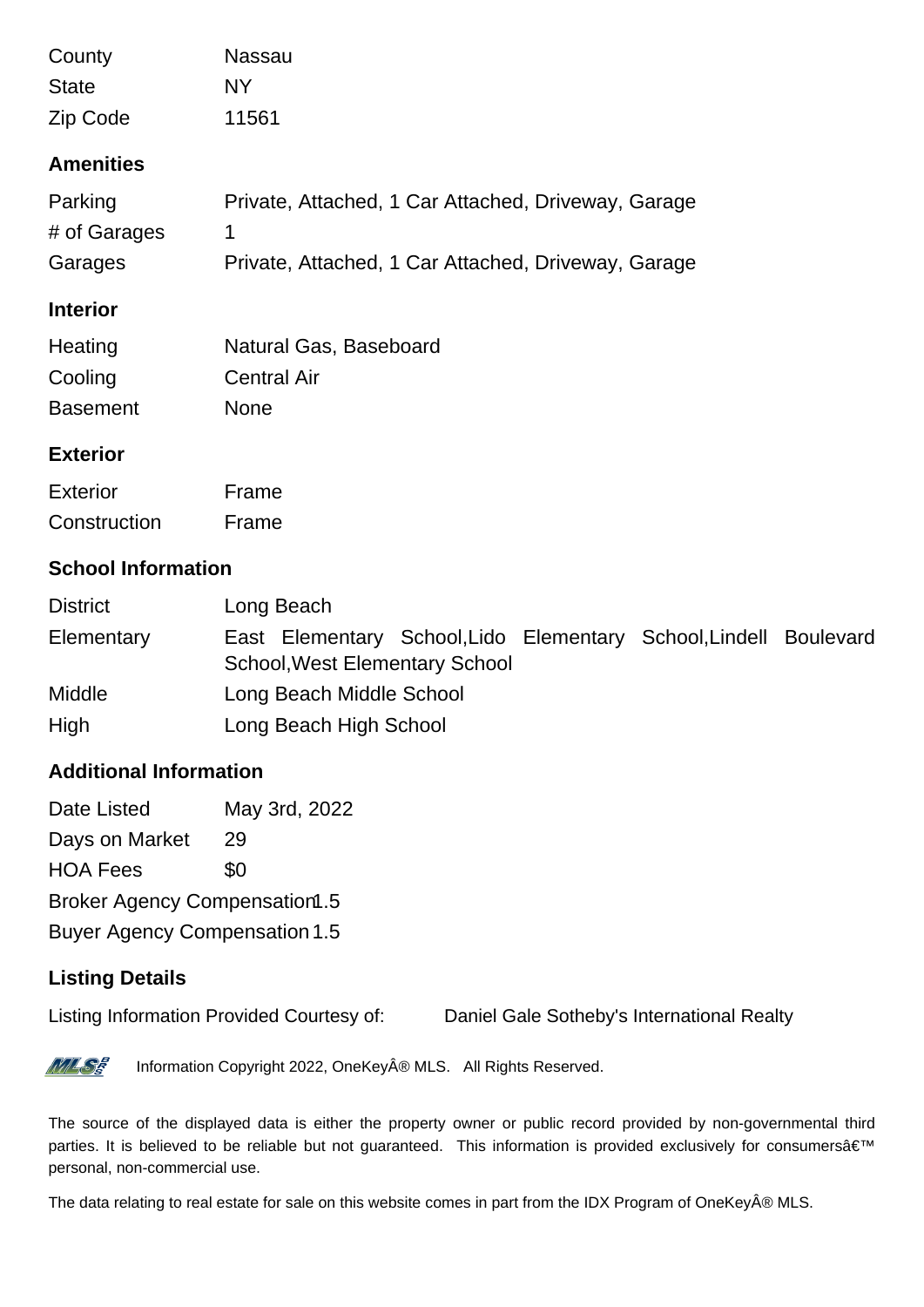| | |
|---|---|
| County | Nassau |
| State | NY |
| Zip Code | 11561 |

### Amenities

| | |
|---|---|
| Parking | Private, Attached, 1 Car Attached, Driveway, Garage |
| # of Garages | 1 |
| Garages | Private, Attached, 1 Car Attached, Driveway, Garage |

### Interior

| | |
|---|---|
| Heating | Natural Gas, Baseboard |
| Cooling | Central Air |
| Basement | None |

### Exterior

| | |
|---|---|
| Exterior | Frame |
| Construction | Frame |

### School Information

| | |
|---|---|
| District | Long Beach |
| Elementary | East Elementary School,Lido Elementary School,Lindell Boulevard School,West Elementary School |
| Middle | Long Beach Middle School |
| High | Long Beach High School |

### Additional Information

| | |
|---|---|
| Date Listed | May 3rd, 2022 |
| Days on Market | 29 |
| HOA Fees | $0 |
| Broker Agency Compensation | 1.5 |
| Buyer Agency Compensation | 1.5 |

### Listing Details

Listing Information Provided Courtesy of: Daniel Gale Sotheby's International Realty

Information Copyright 2022, OneKeyÂ® MLS. All Rights Reserved.

The source of the displayed data is either the property owner or public record provided by non-governmental third parties. It is believed to be reliable but not guaranteed. This information is provided exclusively for consumersâ€™ personal, non-commercial use.

The data relating to real estate for sale on this website comes in part from the IDX Program of OneKeyÂ® MLS.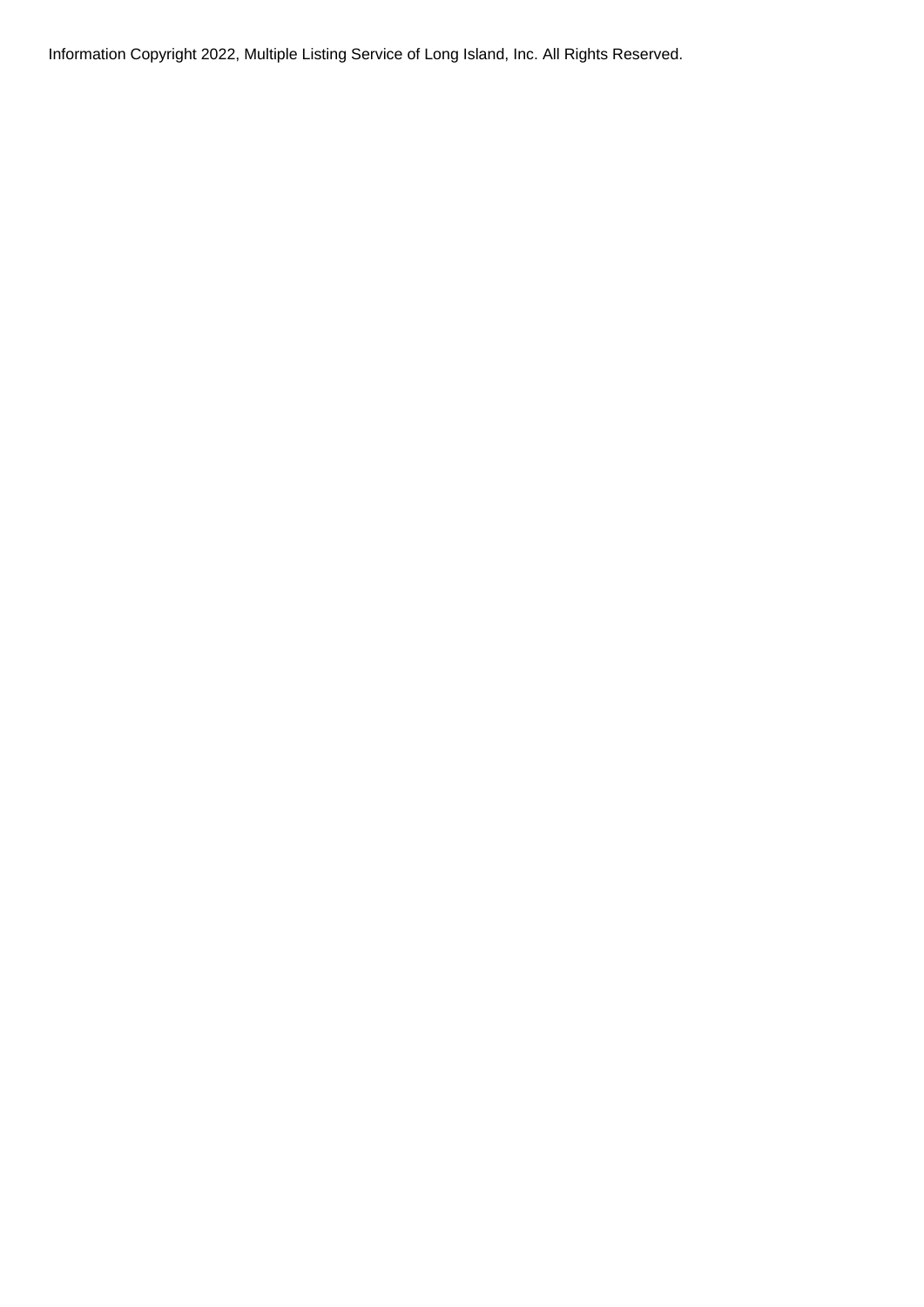Information Copyright 2022, Multiple Listing Service of Long Island, Inc. All Rights Reserved.